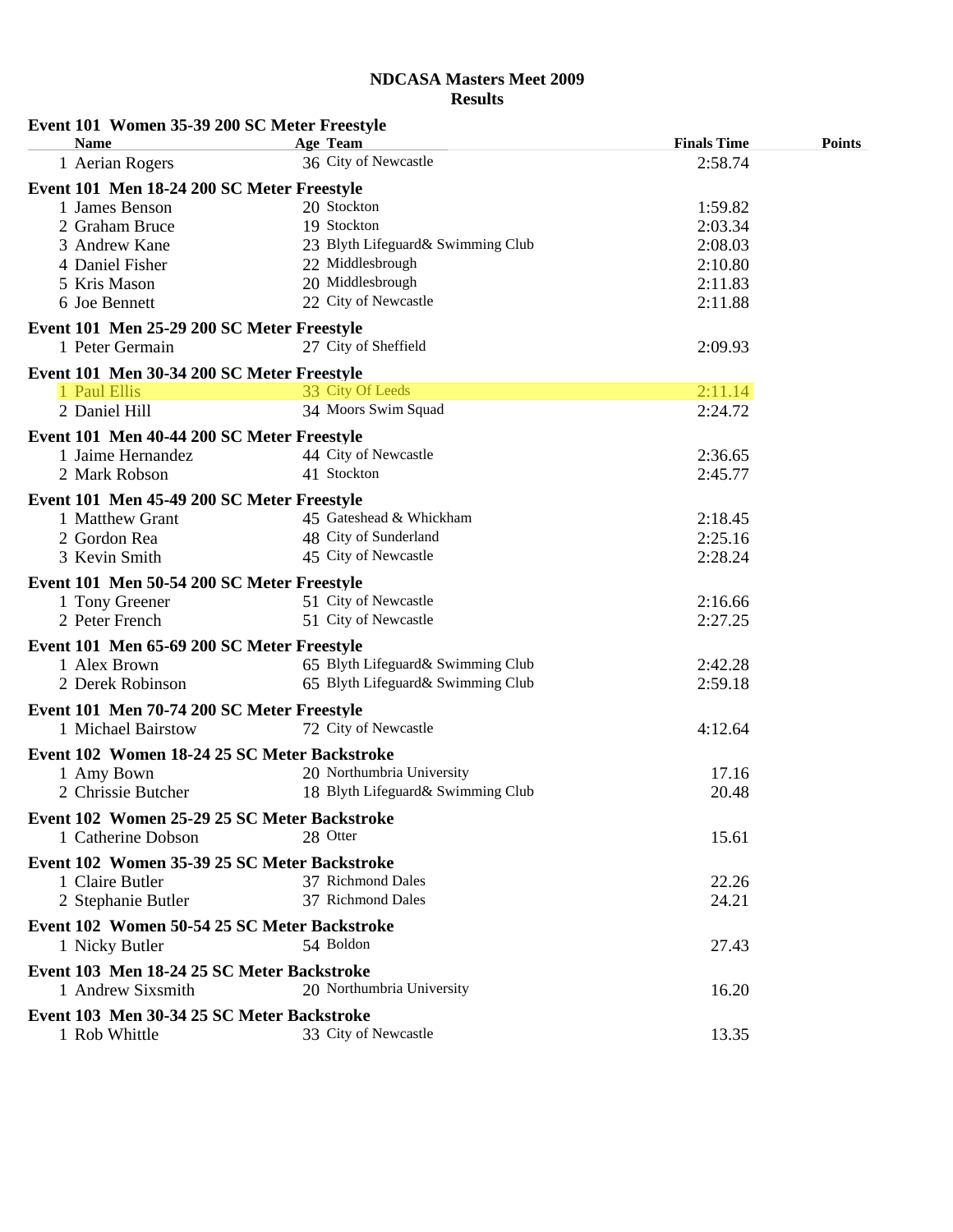# NDCASA Masters Meet 2009
## Results

### Event 101 Women 35-39 200 SC Meter Freestyle

| Name | Age | Team | Finals Time | Points |
|---|---|---|---|---|
| 1 Aerian Rogers | 36 | City of Newcastle | 2:58.74 | |

### Event 101 Men 18-24 200 SC Meter Freestyle

| Name | Age | Team | Finals Time | Points |
|---|---|---|---|---|
| 1 James Benson | 20 | Stockton | 1:59.82 | |
| 2 Graham Bruce | 19 | Stockton | 2:03.34 | |
| 3 Andrew Kane | 23 | Blyth Lifeguard& Swimming Club | 2:08.03 | |
| 4 Daniel Fisher | 22 | Middlesbrough | 2:10.80 | |
| 5 Kris Mason | 20 | Middlesbrough | 2:11.83 | |
| 6 Joe Bennett | 22 | City of Newcastle | 2:11.88 | |

### Event 101 Men 25-29 200 SC Meter Freestyle

| Name | Age | Team | Finals Time | Points |
|---|---|---|---|---|
| 1 Peter Germain | 27 | City of Sheffield | 2:09.93 | |

### Event 101 Men 30-34 200 SC Meter Freestyle

| Name | Age | Team | Finals Time | Points |
|---|---|---|---|---|
| 1 Paul Ellis | 33 | City Of Leeds | 2:11.14 | |
| 2 Daniel Hill | 34 | Moors Swim Squad | 2:24.72 | |

### Event 101 Men 40-44 200 SC Meter Freestyle

| Name | Age | Team | Finals Time | Points |
|---|---|---|---|---|
| 1 Jaime Hernandez | 44 | City of Newcastle | 2:36.65 | |
| 2 Mark Robson | 41 | Stockton | 2:45.77 | |

### Event 101 Men 45-49 200 SC Meter Freestyle

| Name | Age | Team | Finals Time | Points |
|---|---|---|---|---|
| 1 Matthew Grant | 45 | Gateshead & Whickham | 2:18.45 | |
| 2 Gordon Rea | 48 | City of Sunderland | 2:25.16 | |
| 3 Kevin Smith | 45 | City of Newcastle | 2:28.24 | |

### Event 101 Men 50-54 200 SC Meter Freestyle

| Name | Age | Team | Finals Time | Points |
|---|---|---|---|---|
| 1 Tony Greener | 51 | City of Newcastle | 2:16.66 | |
| 2 Peter French | 51 | City of Newcastle | 2:27.25 | |

### Event 101 Men 65-69 200 SC Meter Freestyle

| Name | Age | Team | Finals Time | Points |
|---|---|---|---|---|
| 1 Alex Brown | 65 | Blyth Lifeguard& Swimming Club | 2:42.28 | |
| 2 Derek Robinson | 65 | Blyth Lifeguard& Swimming Club | 2:59.18 | |

### Event 101 Men 70-74 200 SC Meter Freestyle

| Name | Age | Team | Finals Time | Points |
|---|---|---|---|---|
| 1 Michael Bairstow | 72 | City of Newcastle | 4:12.64 | |

### Event 102 Women 18-24 25 SC Meter Backstroke

| Name | Age | Team | Finals Time | Points |
|---|---|---|---|---|
| 1 Amy Bown | 20 | Northumbria University | 17.16 | |
| 2 Chrissie Butcher | 18 | Blyth Lifeguard& Swimming Club | 20.48 | |

### Event 102 Women 25-29 25 SC Meter Backstroke

| Name | Age | Team | Finals Time | Points |
|---|---|---|---|---|
| 1 Catherine Dobson | 28 | Otter | 15.61 | |

### Event 102 Women 35-39 25 SC Meter Backstroke

| Name | Age | Team | Finals Time | Points |
|---|---|---|---|---|
| 1 Claire Butler | 37 | Richmond Dales | 22.26 | |
| 2 Stephanie Butler | 37 | Richmond Dales | 24.21 | |

### Event 102 Women 50-54 25 SC Meter Backstroke

| Name | Age | Team | Finals Time | Points |
|---|---|---|---|---|
| 1 Nicky Butler | 54 | Boldon | 27.43 | |

### Event 103 Men 18-24 25 SC Meter Backstroke

| Name | Age | Team | Finals Time | Points |
|---|---|---|---|---|
| 1 Andrew Sixsmith | 20 | Northumbria University | 16.20 | |

### Event 103 Men 30-34 25 SC Meter Backstroke

| Name | Age | Team | Finals Time | Points |
|---|---|---|---|---|
| 1 Rob Whittle | 33 | City of Newcastle | 13.35 | |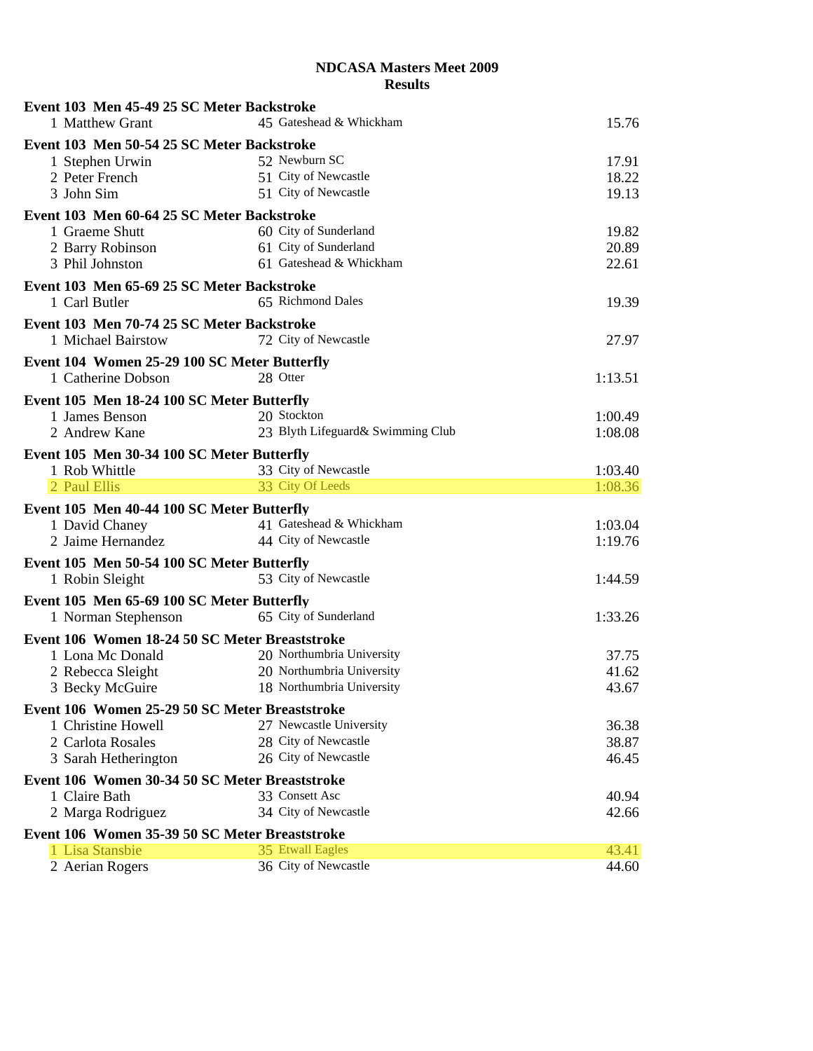# NDCASA Masters Meet 2009
## Results

**Event 103 Men 45-49 25 SC Meter Backstroke**

| Place | Name | Age | Team | Time |
|---|---|---|---|---|
| 1 | Matthew Grant | 45 | Gateshead & Whickham | 15.76 |

**Event 103 Men 50-54 25 SC Meter Backstroke**

| Place | Name | Age | Team | Time |
|---|---|---|---|---|
| 1 | Stephen Urwin | 52 | Newburn SC | 17.91 |
| 2 | Peter French | 51 | City of Newcastle | 18.22 |
| 3 | John Sim | 51 | City of Newcastle | 19.13 |

**Event 103 Men 60-64 25 SC Meter Backstroke**

| Place | Name | Age | Team | Time |
|---|---|---|---|---|
| 1 | Graeme Shutt | 60 | City of Sunderland | 19.82 |
| 2 | Barry Robinson | 61 | City of Sunderland | 20.89 |
| 3 | Phil Johnston | 61 | Gateshead & Whickham | 22.61 |

**Event 103 Men 65-69 25 SC Meter Backstroke**

| Place | Name | Age | Team | Time |
|---|---|---|---|---|
| 1 | Carl Butler | 65 | Richmond Dales | 19.39 |

**Event 103 Men 70-74 25 SC Meter Backstroke**

| Place | Name | Age | Team | Time |
|---|---|---|---|---|
| 1 | Michael Bairstow | 72 | City of Newcastle | 27.97 |

**Event 104 Women 25-29 100 SC Meter Butterfly**

| Place | Name | Age | Team | Time |
|---|---|---|---|---|
| 1 | Catherine Dobson | 28 | Otter | 1:13.51 |

**Event 105 Men 18-24 100 SC Meter Butterfly**

| Place | Name | Age | Team | Time |
|---|---|---|---|---|
| 1 | James Benson | 20 | Stockton | 1:00.49 |
| 2 | Andrew Kane | 23 | Blyth Lifeguard& Swimming Club | 1:08.08 |

**Event 105 Men 30-34 100 SC Meter Butterfly**

| Place | Name | Age | Team | Time |
|---|---|---|---|---|
| 1 | Rob Whittle | 33 | City of Newcastle | 1:03.40 |
| 2 | Paul Ellis | 33 | City Of Leeds | 1:08.36 |

**Event 105 Men 40-44 100 SC Meter Butterfly**

| Place | Name | Age | Team | Time |
|---|---|---|---|---|
| 1 | David Chaney | 41 | Gateshead & Whickham | 1:03.04 |
| 2 | Jaime Hernandez | 44 | City of Newcastle | 1:19.76 |

**Event 105 Men 50-54 100 SC Meter Butterfly**

| Place | Name | Age | Team | Time |
|---|---|---|---|---|
| 1 | Robin Sleight | 53 | City of Newcastle | 1:44.59 |

**Event 105 Men 65-69 100 SC Meter Butterfly**

| Place | Name | Age | Team | Time |
|---|---|---|---|---|
| 1 | Norman Stephenson | 65 | City of Sunderland | 1:33.26 |

**Event 106 Women 18-24 50 SC Meter Breaststroke**

| Place | Name | Age | Team | Time |
|---|---|---|---|---|
| 1 | Lona Mc Donald | 20 | Northumbria University | 37.75 |
| 2 | Rebecca Sleight | 20 | Northumbria University | 41.62 |
| 3 | Becky McGuire | 18 | Northumbria University | 43.67 |

**Event 106 Women 25-29 50 SC Meter Breaststroke**

| Place | Name | Age | Team | Time |
|---|---|---|---|---|
| 1 | Christine Howell | 27 | Newcastle University | 36.38 |
| 2 | Carlota Rosales | 28 | City of Newcastle | 38.87 |
| 3 | Sarah Hetherington | 26 | City of Newcastle | 46.45 |

**Event 106 Women 30-34 50 SC Meter Breaststroke**

| Place | Name | Age | Team | Time |
|---|---|---|---|---|
| 1 | Claire Bath | 33 | Consett Asc | 40.94 |
| 2 | Marga Rodriguez | 34 | City of Newcastle | 42.66 |

**Event 106 Women 35-39 50 SC Meter Breaststroke**

| Place | Name | Age | Team | Time |
|---|---|---|---|---|
| 1 | Lisa Stansbie | 35 | Etwall Eagles | 43.41 |
| 2 | Aerian Rogers | 36 | City of Newcastle | 44.60 |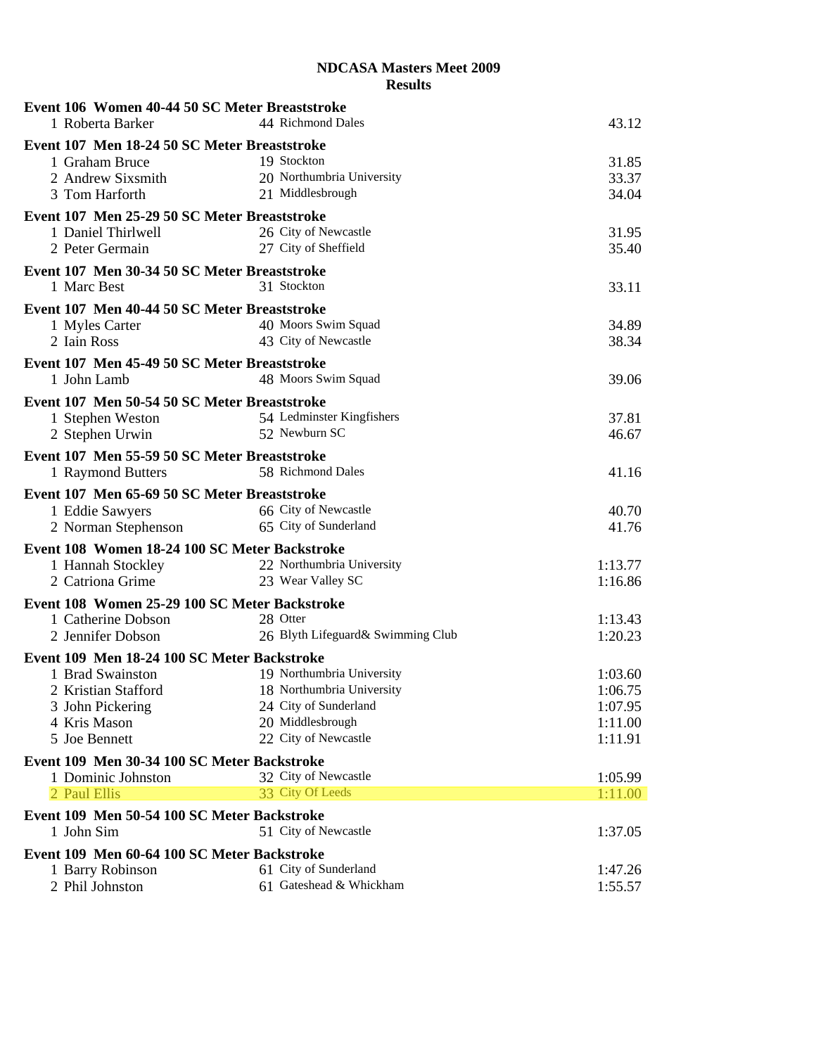**NDCASA Masters Meet 2009**
**Results**

**Event 106 Women 40-44 50 SC Meter Breaststroke**

| | Name | Age | Team | Time |
|---|---|---|---|---|
| 1 | Roberta Barker | 44 | Richmond Dales | 43.12 |

**Event 107 Men 18-24 50 SC Meter Breaststroke**

| | Name | Age | Team | Time |
|---|---|---|---|---|
| 1 | Graham Bruce | 19 | Stockton | 31.85 |
| 2 | Andrew Sixsmith | 20 | Northumbria University | 33.37 |
| 3 | Tom Harforth | 21 | Middlesbrough | 34.04 |

**Event 107 Men 25-29 50 SC Meter Breaststroke**

| | Name | Age | Team | Time |
|---|---|---|---|---|
| 1 | Daniel Thirlwell | 26 | City of Newcastle | 31.95 |
| 2 | Peter Germain | 27 | City of Sheffield | 35.40 |

**Event 107 Men 30-34 50 SC Meter Breaststroke**

| | Name | Age | Team | Time |
|---|---|---|---|---|
| 1 | Marc Best | 31 | Stockton | 33.11 |

**Event 107 Men 40-44 50 SC Meter Breaststroke**

| | Name | Age | Team | Time |
|---|---|---|---|---|
| 1 | Myles Carter | 40 | Moors Swim Squad | 34.89 |
| 2 | Iain Ross | 43 | City of Newcastle | 38.34 |

**Event 107 Men 45-49 50 SC Meter Breaststroke**

| | Name | Age | Team | Time |
|---|---|---|---|---|
| 1 | John Lamb | 48 | Moors Swim Squad | 39.06 |

**Event 107 Men 50-54 50 SC Meter Breaststroke**

| | Name | Age | Team | Time |
|---|---|---|---|---|
| 1 | Stephen Weston | 54 | Ledminster Kingfishers | 37.81 |
| 2 | Stephen Urwin | 52 | Newburn SC | 46.67 |

**Event 107 Men 55-59 50 SC Meter Breaststroke**

| | Name | Age | Team | Time |
|---|---|---|---|---|
| 1 | Raymond Butters | 58 | Richmond Dales | 41.16 |

**Event 107 Men 65-69 50 SC Meter Breaststroke**

| | Name | Age | Team | Time |
|---|---|---|---|---|
| 1 | Eddie Sawyers | 66 | City of Newcastle | 40.70 |
| 2 | Norman Stephenson | 65 | City of Sunderland | 41.76 |

**Event 108 Women 18-24 100 SC Meter Backstroke**

| | Name | Age | Team | Time |
|---|---|---|---|---|
| 1 | Hannah Stockley | 22 | Northumbria University | 1:13.77 |
| 2 | Catriona Grime | 23 | Wear Valley SC | 1:16.86 |

**Event 108 Women 25-29 100 SC Meter Backstroke**

| | Name | Age | Team | Time |
|---|---|---|---|---|
| 1 | Catherine Dobson | 28 | Otter | 1:13.43 |
| 2 | Jennifer Dobson | 26 | Blyth Lifeguard& Swimming Club | 1:20.23 |

**Event 109 Men 18-24 100 SC Meter Backstroke**

| | Name | Age | Team | Time |
|---|---|---|---|---|
| 1 | Brad Swainston | 19 | Northumbria University | 1:03.60 |
| 2 | Kristian Stafford | 18 | Northumbria University | 1:06.75 |
| 3 | John Pickering | 24 | City of Sunderland | 1:07.95 |
| 4 | Kris Mason | 20 | Middlesbrough | 1:11.00 |
| 5 | Joe Bennett | 22 | City of Newcastle | 1:11.91 |

**Event 109 Men 30-34 100 SC Meter Backstroke**

| | Name | Age | Team | Time |
|---|---|---|---|---|
| 1 | Dominic Johnston | 32 | City of Newcastle | 1:05.99 |
| 2 | Paul Ellis | 33 | City Of Leeds | 1:11.00 |

**Event 109 Men 50-54 100 SC Meter Backstroke**

| | Name | Age | Team | Time |
|---|---|---|---|---|
| 1 | John Sim | 51 | City of Newcastle | 1:37.05 |

**Event 109 Men 60-64 100 SC Meter Backstroke**

| | Name | Age | Team | Time |
|---|---|---|---|---|
| 1 | Barry Robinson | 61 | City of Sunderland | 1:47.26 |
| 2 | Phil Johnston | 61 | Gateshead & Whickham | 1:55.57 |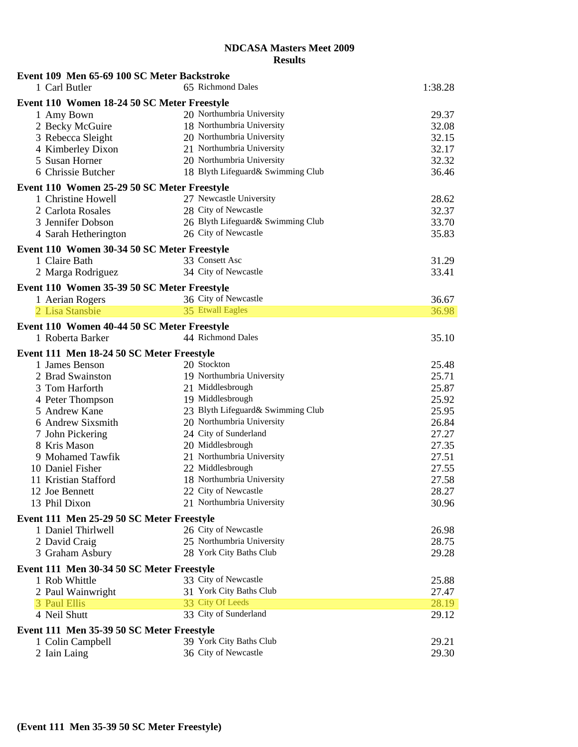**NDCASA Masters Meet 2009**
**Results**

**Event 109 Men 65-69 100 SC Meter Backstroke**

| Place | Name | Age | Team | Time |
|---|---|---|---|---|
| 1 | Carl Butler | 65 | Richmond Dales | 1:38.28 |

**Event 110 Women 18-24 50 SC Meter Freestyle**

| Place | Name | Age | Team | Time |
|---|---|---|---|---|
| 1 | Amy Bown | 20 | Northumbria University | 29.37 |
| 2 | Becky McGuire | 18 | Northumbria University | 32.08 |
| 3 | Rebecca Sleight | 20 | Northumbria University | 32.15 |
| 4 | Kimberley Dixon | 21 | Northumbria University | 32.17 |
| 5 | Susan Horner | 20 | Northumbria University | 32.32 |
| 6 | Chrissie Butcher | 18 | Blyth Lifeguard& Swimming Club | 36.46 |

**Event 110 Women 25-29 50 SC Meter Freestyle**

| Place | Name | Age | Team | Time |
|---|---|---|---|---|
| 1 | Christine Howell | 27 | Newcastle University | 28.62 |
| 2 | Carlota Rosales | 28 | City of Newcastle | 32.37 |
| 3 | Jennifer Dobson | 26 | Blyth Lifeguard& Swimming Club | 33.70 |
| 4 | Sarah Hetherington | 26 | City of Newcastle | 35.83 |

**Event 110 Women 30-34 50 SC Meter Freestyle**

| Place | Name | Age | Team | Time |
|---|---|---|---|---|
| 1 | Claire Bath | 33 | Consett Asc | 31.29 |
| 2 | Marga Rodriguez | 34 | City of Newcastle | 33.41 |

**Event 110 Women 35-39 50 SC Meter Freestyle**

| Place | Name | Age | Team | Time |
|---|---|---|---|---|
| 1 | Aerian Rogers | 36 | City of Newcastle | 36.67 |
| 2 | Lisa Stansbie | 35 | Etwall Eagles | 36.98 |

**Event 110 Women 40-44 50 SC Meter Freestyle**

| Place | Name | Age | Team | Time |
|---|---|---|---|---|
| 1 | Roberta Barker | 44 | Richmond Dales | 35.10 |

**Event 111 Men 18-24 50 SC Meter Freestyle**

| Place | Name | Age | Team | Time |
|---|---|---|---|---|
| 1 | James Benson | 20 | Stockton | 25.48 |
| 2 | Brad Swainston | 19 | Northumbria University | 25.71 |
| 3 | Tom Harforth | 21 | Middlesbrough | 25.87 |
| 4 | Peter Thompson | 19 | Middlesbrough | 25.92 |
| 5 | Andrew Kane | 23 | Blyth Lifeguard& Swimming Club | 25.95 |
| 6 | Andrew Sixsmith | 20 | Northumbria University | 26.84 |
| 7 | John Pickering | 24 | City of Sunderland | 27.27 |
| 8 | Kris Mason | 20 | Middlesbrough | 27.35 |
| 9 | Mohamed Tawfik | 21 | Northumbria University | 27.51 |
| 10 | Daniel Fisher | 22 | Middlesbrough | 27.55 |
| 11 | Kristian Stafford | 18 | Northumbria University | 27.58 |
| 12 | Joe Bennett | 22 | City of Newcastle | 28.27 |
| 13 | Phil Dixon | 21 | Northumbria University | 30.96 |

**Event 111 Men 25-29 50 SC Meter Freestyle**

| Place | Name | Age | Team | Time |
|---|---|---|---|---|
| 1 | Daniel Thirlwell | 26 | City of Newcastle | 26.98 |
| 2 | David Craig | 25 | Northumbria University | 28.75 |
| 3 | Graham Asbury | 28 | York City Baths Club | 29.28 |

**Event 111 Men 30-34 50 SC Meter Freestyle**

| Place | Name | Age | Team | Time |
|---|---|---|---|---|
| 1 | Rob Whittle | 33 | City of Newcastle | 25.88 |
| 2 | Paul Wainwright | 31 | York City Baths Club | 27.47 |
| 3 | Paul Ellis | 33 | City Of Leeds | 28.19 |
| 4 | Neil Shutt | 33 | City of Sunderland | 29.12 |

**Event 111 Men 35-39 50 SC Meter Freestyle**

| Place | Name | Age | Team | Time |
|---|---|---|---|---|
| 1 | Colin Campbell | 39 | York City Baths Club | 29.21 |
| 2 | Iain Laing | 36 | City of Newcastle | 29.30 |

**(Event 111 Men 35-39 50 SC Meter Freestyle)**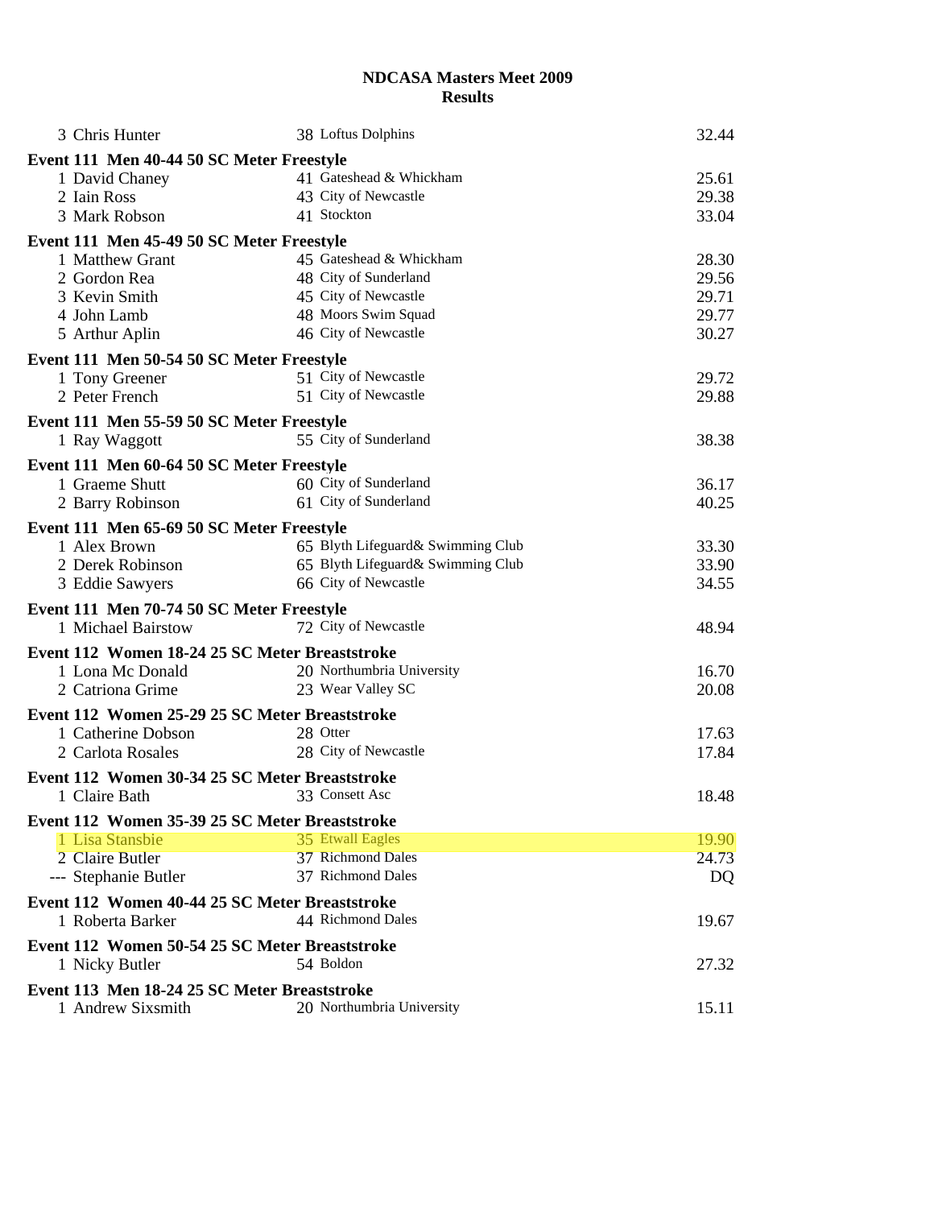## NDCASA Masters Meet 2009
## Results

| | | |
|---|---|---|
| 3 Chris Hunter | 38 Loftus Dolphins | 32.44 |

**Event 111 Men 40-44 50 SC Meter Freestyle**

| | | |
|---|---|---|
| 1 David Chaney | 41 Gateshead & Whickham | 25.61 |
| 2 Iain Ross | 43 City of Newcastle | 29.38 |
| 3 Mark Robson | 41 Stockton | 33.04 |

**Event 111 Men 45-49 50 SC Meter Freestyle**

| | | |
|---|---|---|
| 1 Matthew Grant | 45 Gateshead & Whickham | 28.30 |
| 2 Gordon Rea | 48 City of Sunderland | 29.56 |
| 3 Kevin Smith | 45 City of Newcastle | 29.71 |
| 4 John Lamb | 48 Moors Swim Squad | 29.77 |
| 5 Arthur Aplin | 46 City of Newcastle | 30.27 |

**Event 111 Men 50-54 50 SC Meter Freestyle**

| | | |
|---|---|---|
| 1 Tony Greener | 51 City of Newcastle | 29.72 |
| 2 Peter French | 51 City of Newcastle | 29.88 |

**Event 111 Men 55-59 50 SC Meter Freestyle**

| | | |
|---|---|---|
| 1 Ray Waggott | 55 City of Sunderland | 38.38 |

**Event 111 Men 60-64 50 SC Meter Freestyle**

| | | |
|---|---|---|
| 1 Graeme Shutt | 60 City of Sunderland | 36.17 |
| 2 Barry Robinson | 61 City of Sunderland | 40.25 |

**Event 111 Men 65-69 50 SC Meter Freestyle**

| | | |
|---|---|---|
| 1 Alex Brown | 65 Blyth Lifeguard& Swimming Club | 33.30 |
| 2 Derek Robinson | 65 Blyth Lifeguard& Swimming Club | 33.90 |
| 3 Eddie Sawyers | 66 City of Newcastle | 34.55 |

**Event 111 Men 70-74 50 SC Meter Freestyle**

| | | |
|---|---|---|
| 1 Michael Bairstow | 72 City of Newcastle | 48.94 |

**Event 112 Women 18-24 25 SC Meter Breaststroke**

| | | |
|---|---|---|
| 1 Lona Mc Donald | 20 Northumbria University | 16.70 |
| 2 Catriona Grime | 23 Wear Valley SC | 20.08 |

**Event 112 Women 25-29 25 SC Meter Breaststroke**

| | | |
|---|---|---|
| 1 Catherine Dobson | 28 Otter | 17.63 |
| 2 Carlota Rosales | 28 City of Newcastle | 17.84 |

**Event 112 Women 30-34 25 SC Meter Breaststroke**

| | | |
|---|---|---|
| 1 Claire Bath | 33 Consett Asc | 18.48 |

**Event 112 Women 35-39 25 SC Meter Breaststroke**

| | | |
|---|---|---|
| 1 Lisa Stansbie | 35 Etwall Eagles | 19.90 |
| 2 Claire Butler | 37 Richmond Dales | 24.73 |
| --- Stephanie Butler | 37 Richmond Dales | DQ |

**Event 112 Women 40-44 25 SC Meter Breaststroke**

| | | |
|---|---|---|
| 1 Roberta Barker | 44 Richmond Dales | 19.67 |

**Event 112 Women 50-54 25 SC Meter Breaststroke**

| | | |
|---|---|---|
| 1 Nicky Butler | 54 Boldon | 27.32 |

**Event 113 Men 18-24 25 SC Meter Breaststroke**

| | | |
|---|---|---|
| 1 Andrew Sixsmith | 20 Northumbria University | 15.11 |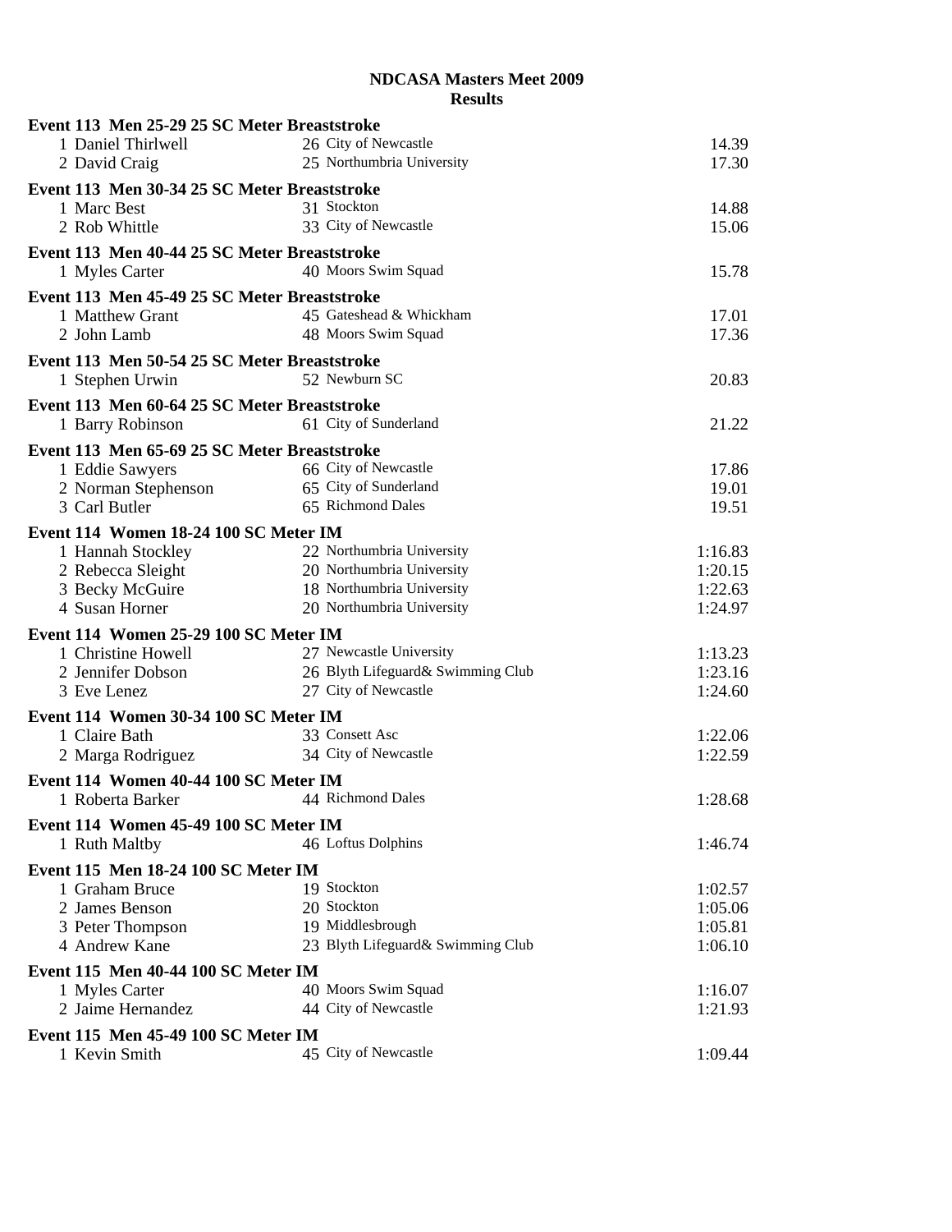**NDCASA Masters Meet 2009**
**Results**

**Event 113 Men 25-29 25 SC Meter Breaststroke**

| | Name | Age | Team | Time |
|---|---|---|---|---|
| 1 | Daniel Thirlwell | 26 | City of Newcastle | 14.39 |
| 2 | David Craig | 25 | Northumbria University | 17.30 |

**Event 113 Men 30-34 25 SC Meter Breaststroke**

| | Name | Age | Team | Time |
|---|---|---|---|---|
| 1 | Marc Best | 31 | Stockton | 14.88 |
| 2 | Rob Whittle | 33 | City of Newcastle | 15.06 |

**Event 113 Men 40-44 25 SC Meter Breaststroke**

| | Name | Age | Team | Time |
|---|---|---|---|---|
| 1 | Myles Carter | 40 | Moors Swim Squad | 15.78 |

**Event 113 Men 45-49 25 SC Meter Breaststroke**

| | Name | Age | Team | Time |
|---|---|---|---|---|
| 1 | Matthew Grant | 45 | Gateshead & Whickham | 17.01 |
| 2 | John Lamb | 48 | Moors Swim Squad | 17.36 |

**Event 113 Men 50-54 25 SC Meter Breaststroke**

| | Name | Age | Team | Time |
|---|---|---|---|---|
| 1 | Stephen Urwin | 52 | Newburn SC | 20.83 |

**Event 113 Men 60-64 25 SC Meter Breaststroke**

| | Name | Age | Team | Time |
|---|---|---|---|---|
| 1 | Barry Robinson | 61 | City of Sunderland | 21.22 |

**Event 113 Men 65-69 25 SC Meter Breaststroke**

| | Name | Age | Team | Time |
|---|---|---|---|---|
| 1 | Eddie Sawyers | 66 | City of Newcastle | 17.86 |
| 2 | Norman Stephenson | 65 | City of Sunderland | 19.01 |
| 3 | Carl Butler | 65 | Richmond Dales | 19.51 |

**Event 114 Women 18-24 100 SC Meter IM**

| | Name | Age | Team | Time |
|---|---|---|---|---|
| 1 | Hannah Stockley | 22 | Northumbria University | 1:16.83 |
| 2 | Rebecca Sleight | 20 | Northumbria University | 1:20.15 |
| 3 | Becky McGuire | 18 | Northumbria University | 1:22.63 |
| 4 | Susan Horner | 20 | Northumbria University | 1:24.97 |

**Event 114 Women 25-29 100 SC Meter IM**

| | Name | Age | Team | Time |
|---|---|---|---|---|
| 1 | Christine Howell | 27 | Newcastle University | 1:13.23 |
| 2 | Jennifer Dobson | 26 | Blyth Lifeguard& Swimming Club | 1:23.16 |
| 3 | Eve Lenez | 27 | City of Newcastle | 1:24.60 |

**Event 114 Women 30-34 100 SC Meter IM**

| | Name | Age | Team | Time |
|---|---|---|---|---|
| 1 | Claire Bath | 33 | Consett Asc | 1:22.06 |
| 2 | Marga Rodriguez | 34 | City of Newcastle | 1:22.59 |

**Event 114 Women 40-44 100 SC Meter IM**

| | Name | Age | Team | Time |
|---|---|---|---|---|
| 1 | Roberta Barker | 44 | Richmond Dales | 1:28.68 |

**Event 114 Women 45-49 100 SC Meter IM**

| | Name | Age | Team | Time |
|---|---|---|---|---|
| 1 | Ruth Maltby | 46 | Loftus Dolphins | 1:46.74 |

**Event 115 Men 18-24 100 SC Meter IM**

| | Name | Age | Team | Time |
|---|---|---|---|---|
| 1 | Graham Bruce | 19 | Stockton | 1:02.57 |
| 2 | James Benson | 20 | Stockton | 1:05.06 |
| 3 | Peter Thompson | 19 | Middlesbrough | 1:05.81 |
| 4 | Andrew Kane | 23 | Blyth Lifeguard& Swimming Club | 1:06.10 |

**Event 115 Men 40-44 100 SC Meter IM**

| | Name | Age | Team | Time |
|---|---|---|---|---|
| 1 | Myles Carter | 40 | Moors Swim Squad | 1:16.07 |
| 2 | Jaime Hernandez | 44 | City of Newcastle | 1:21.93 |

**Event 115 Men 45-49 100 SC Meter IM**

| | Name | Age | Team | Time |
|---|---|---|---|---|
| 1 | Kevin Smith | 45 | City of Newcastle | 1:09.44 |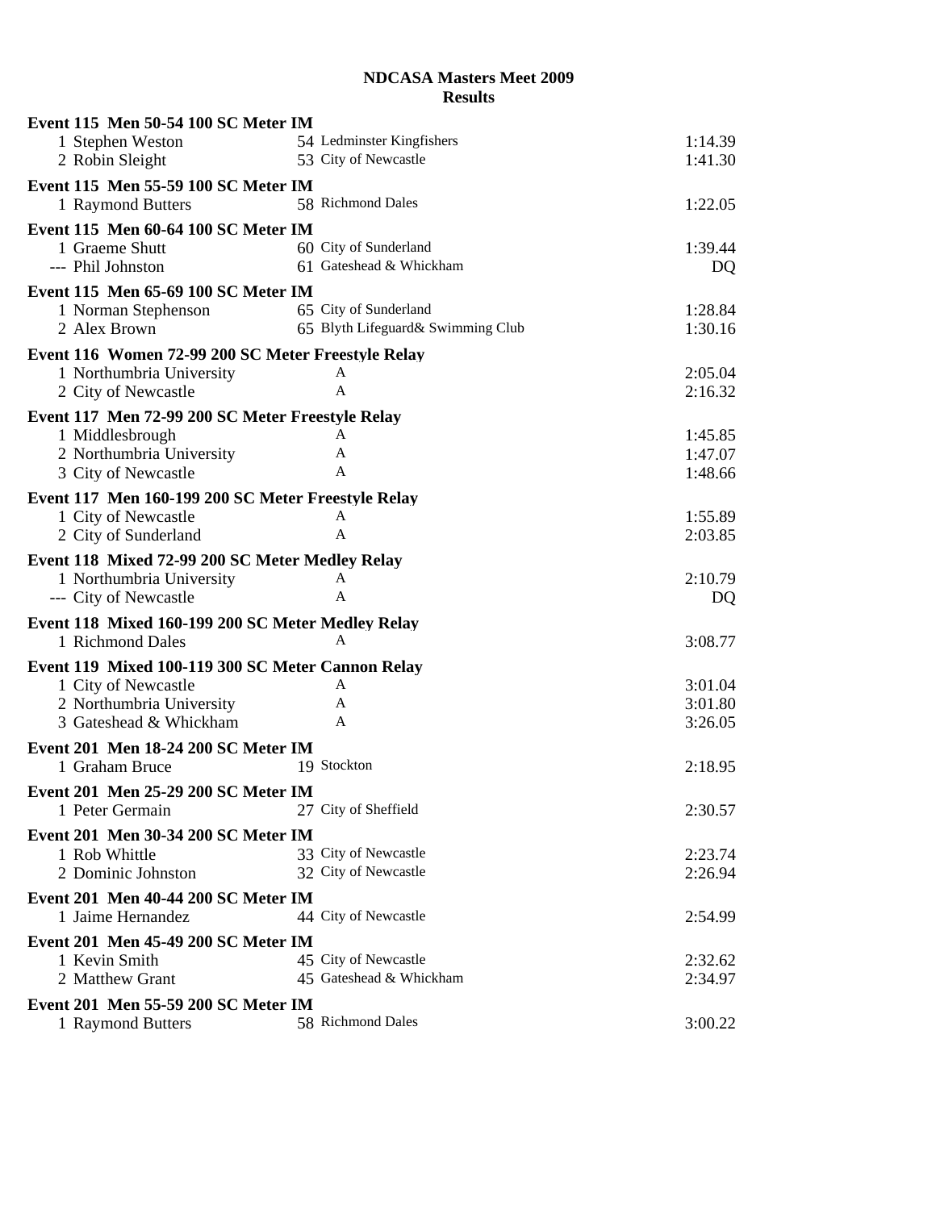**NDCASA Masters Meet 2009**
**Results**

**Event 115 Men 50-54 100 SC Meter IM**

| Place | Name | Age | Team | Time |
|---|---|---|---|---|
| 1 | Stephen Weston | 54 | Ledminster Kingfishers | 1:14.39 |
| 2 | Robin Sleight | 53 | City of Newcastle | 1:41.30 |

**Event 115 Men 55-59 100 SC Meter IM**

| Place | Name | Age | Team | Time |
|---|---|---|---|---|
| 1 | Raymond Butters | 58 | Richmond Dales | 1:22.05 |

**Event 115 Men 60-64 100 SC Meter IM**

| Place | Name | Age | Team | Time |
|---|---|---|---|---|
| 1 | Graeme Shutt | 60 | City of Sunderland | 1:39.44 |
| --- | Phil Johnston | 61 | Gateshead & Whickham | DQ |

**Event 115 Men 65-69 100 SC Meter IM**

| Place | Name | Age | Team | Time |
|---|---|---|---|---|
| 1 | Norman Stephenson | 65 | City of Sunderland | 1:28.84 |
| 2 | Alex Brown | 65 | Blyth Lifeguard& Swimming Club | 1:30.16 |

**Event 116 Women 72-99 200 SC Meter Freestyle Relay**

| Place | Team | Relay | Time |
|---|---|---|---|
| 1 | Northumbria University | A | 2:05.04 |
| 2 | City of Newcastle | A | 2:16.32 |

**Event 117 Men 72-99 200 SC Meter Freestyle Relay**

| Place | Team | Relay | Time |
|---|---|---|---|
| 1 | Middlesbrough | A | 1:45.85 |
| 2 | Northumbria University | A | 1:47.07 |
| 3 | City of Newcastle | A | 1:48.66 |

**Event 117 Men 160-199 200 SC Meter Freestyle Relay**

| Place | Team | Relay | Time |
|---|---|---|---|
| 1 | City of Newcastle | A | 1:55.89 |
| 2 | City of Sunderland | A | 2:03.85 |

**Event 118 Mixed 72-99 200 SC Meter Medley Relay**

| Place | Team | Relay | Time |
|---|---|---|---|
| 1 | Northumbria University | A | 2:10.79 |
| --- | City of Newcastle | A | DQ |

**Event 118 Mixed 160-199 200 SC Meter Medley Relay**

| Place | Team | Relay | Time |
|---|---|---|---|
| 1 | Richmond Dales | A | 3:08.77 |

**Event 119 Mixed 100-119 300 SC Meter Cannon Relay**

| Place | Team | Relay | Time |
|---|---|---|---|
| 1 | City of Newcastle | A | 3:01.04 |
| 2 | Northumbria University | A | 3:01.80 |
| 3 | Gateshead & Whickham | A | 3:26.05 |

**Event 201 Men 18-24 200 SC Meter IM**

| Place | Name | Age | Team | Time |
|---|---|---|---|---|
| 1 | Graham Bruce | 19 | Stockton | 2:18.95 |

**Event 201 Men 25-29 200 SC Meter IM**

| Place | Name | Age | Team | Time |
|---|---|---|---|---|
| 1 | Peter Germain | 27 | City of Sheffield | 2:30.57 |

**Event 201 Men 30-34 200 SC Meter IM**

| Place | Name | Age | Team | Time |
|---|---|---|---|---|
| 1 | Rob Whittle | 33 | City of Newcastle | 2:23.74 |
| 2 | Dominic Johnston | 32 | City of Newcastle | 2:26.94 |

**Event 201 Men 40-44 200 SC Meter IM**

| Place | Name | Age | Team | Time |
|---|---|---|---|---|
| 1 | Jaime Hernandez | 44 | City of Newcastle | 2:54.99 |

**Event 201 Men 45-49 200 SC Meter IM**

| Place | Name | Age | Team | Time |
|---|---|---|---|---|
| 1 | Kevin Smith | 45 | City of Newcastle | 2:32.62 |
| 2 | Matthew Grant | 45 | Gateshead & Whickham | 2:34.97 |

**Event 201 Men 55-59 200 SC Meter IM**

| Place | Name | Age | Team | Time |
|---|---|---|---|---|
| 1 | Raymond Butters | 58 | Richmond Dales | 3:00.22 |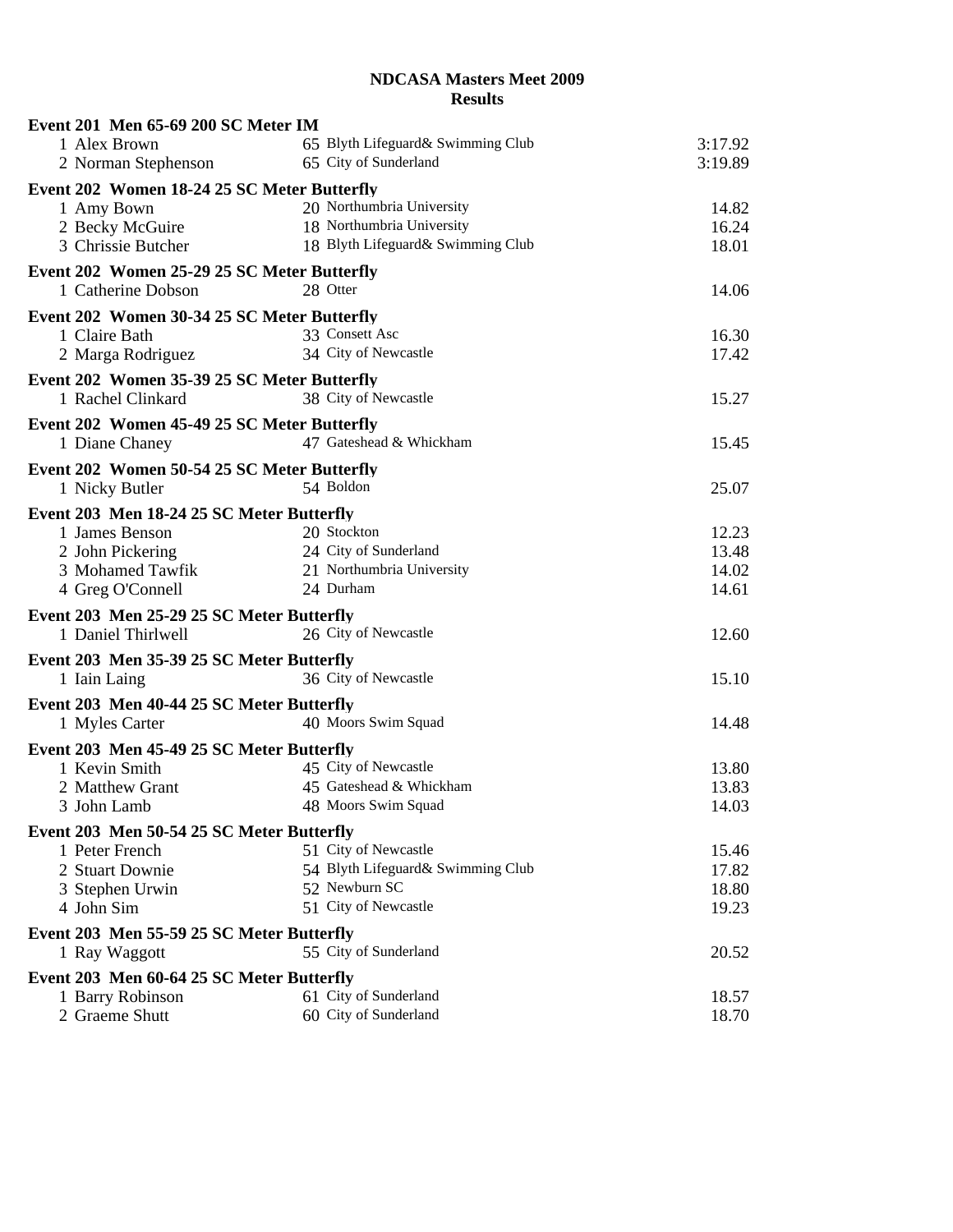**NDCASA Masters Meet 2009**
**Results**

**Event 201 Men 65-69 200 SC Meter IM**

| | Name | Age | Team | Time |
|---|---|---|---|---|
| 1 | Alex Brown | 65 | Blyth Lifeguard& Swimming Club | 3:17.92 |
| 2 | Norman Stephenson | 65 | City of Sunderland | 3:19.89 |

**Event 202 Women 18-24 25 SC Meter Butterfly**

| | Name | Age | Team | Time |
|---|---|---|---|---|
| 1 | Amy Bown | 20 | Northumbria University | 14.82 |
| 2 | Becky McGuire | 18 | Northumbria University | 16.24 |
| 3 | Chrissie Butcher | 18 | Blyth Lifeguard& Swimming Club | 18.01 |

**Event 202 Women 25-29 25 SC Meter Butterfly**

| | Name | Age | Team | Time |
|---|---|---|---|---|
| 1 | Catherine Dobson | 28 | Otter | 14.06 |

**Event 202 Women 30-34 25 SC Meter Butterfly**

| | Name | Age | Team | Time |
|---|---|---|---|---|
| 1 | Claire Bath | 33 | Consett Asc | 16.30 |
| 2 | Marga Rodriguez | 34 | City of Newcastle | 17.42 |

**Event 202 Women 35-39 25 SC Meter Butterfly**

| | Name | Age | Team | Time |
|---|---|---|---|---|
| 1 | Rachel Clinkard | 38 | City of Newcastle | 15.27 |

**Event 202 Women 45-49 25 SC Meter Butterfly**

| | Name | Age | Team | Time |
|---|---|---|---|---|
| 1 | Diane Chaney | 47 | Gateshead & Whickham | 15.45 |

**Event 202 Women 50-54 25 SC Meter Butterfly**

| | Name | Age | Team | Time |
|---|---|---|---|---|
| 1 | Nicky Butler | 54 | Boldon | 25.07 |

**Event 203 Men 18-24 25 SC Meter Butterfly**

| | Name | Age | Team | Time |
|---|---|---|---|---|
| 1 | James Benson | 20 | Stockton | 12.23 |
| 2 | John Pickering | 24 | City of Sunderland | 13.48 |
| 3 | Mohamed Tawfik | 21 | Northumbria University | 14.02 |
| 4 | Greg O'Connell | 24 | Durham | 14.61 |

**Event 203 Men 25-29 25 SC Meter Butterfly**

| | Name | Age | Team | Time |
|---|---|---|---|---|
| 1 | Daniel Thirlwell | 26 | City of Newcastle | 12.60 |

**Event 203 Men 35-39 25 SC Meter Butterfly**

| | Name | Age | Team | Time |
|---|---|---|---|---|
| 1 | Iain Laing | 36 | City of Newcastle | 15.10 |

**Event 203 Men 40-44 25 SC Meter Butterfly**

| | Name | Age | Team | Time |
|---|---|---|---|---|
| 1 | Myles Carter | 40 | Moors Swim Squad | 14.48 |

**Event 203 Men 45-49 25 SC Meter Butterfly**

| | Name | Age | Team | Time |
|---|---|---|---|---|
| 1 | Kevin Smith | 45 | City of Newcastle | 13.80 |
| 2 | Matthew Grant | 45 | Gateshead & Whickham | 13.83 |
| 3 | John Lamb | 48 | Moors Swim Squad | 14.03 |

**Event 203 Men 50-54 25 SC Meter Butterfly**

| | Name | Age | Team | Time |
|---|---|---|---|---|
| 1 | Peter French | 51 | City of Newcastle | 15.46 |
| 2 | Stuart Downie | 54 | Blyth Lifeguard& Swimming Club | 17.82 |
| 3 | Stephen Urwin | 52 | Newburn SC | 18.80 |
| 4 | John Sim | 51 | City of Newcastle | 19.23 |

**Event 203 Men 55-59 25 SC Meter Butterfly**

| | Name | Age | Team | Time |
|---|---|---|---|---|
| 1 | Ray Waggott | 55 | City of Sunderland | 20.52 |

**Event 203 Men 60-64 25 SC Meter Butterfly**

| | Name | Age | Team | Time |
|---|---|---|---|---|
| 1 | Barry Robinson | 61 | City of Sunderland | 18.57 |
| 2 | Graeme Shutt | 60 | City of Sunderland | 18.70 |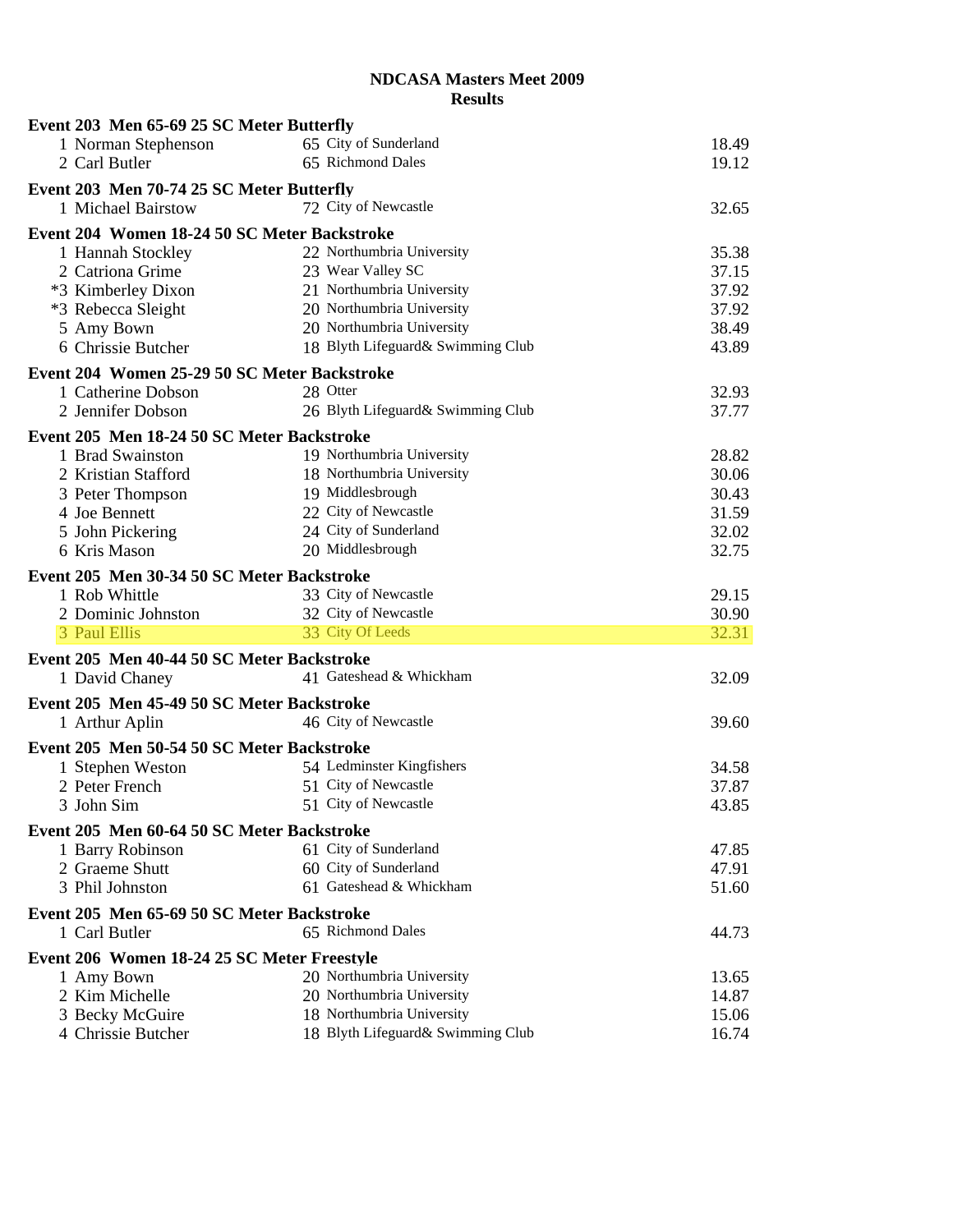# NDCASA Masters Meet 2009
## Results

**Event 203 Men 65-69 25 SC Meter Butterfly**

| Place | Name | Age | Team | Time |
|---|---|---|---|---|
| 1 | Norman Stephenson | 65 | City of Sunderland | 18.49 |
| 2 | Carl Butler | 65 | Richmond Dales | 19.12 |

**Event 203 Men 70-74 25 SC Meter Butterfly**

| Place | Name | Age | Team | Time |
|---|---|---|---|---|
| 1 | Michael Bairstow | 72 | City of Newcastle | 32.65 |

**Event 204 Women 18-24 50 SC Meter Backstroke**

| Place | Name | Age | Team | Time |
|---|---|---|---|---|
| 1 | Hannah Stockley | 22 | Northumbria University | 35.38 |
| 2 | Catriona Grime | 23 | Wear Valley SC | 37.15 |
| *3 | Kimberley Dixon | 21 | Northumbria University | 37.92 |
| *3 | Rebecca Sleight | 20 | Northumbria University | 37.92 |
| 5 | Amy Bown | 20 | Northumbria University | 38.49 |
| 6 | Chrissie Butcher | 18 | Blyth Lifeguard& Swimming Club | 43.89 |

**Event 204 Women 25-29 50 SC Meter Backstroke**

| Place | Name | Age | Team | Time |
|---|---|---|---|---|
| 1 | Catherine Dobson | 28 | Otter | 32.93 |
| 2 | Jennifer Dobson | 26 | Blyth Lifeguard& Swimming Club | 37.77 |

**Event 205 Men 18-24 50 SC Meter Backstroke**

| Place | Name | Age | Team | Time |
|---|---|---|---|---|
| 1 | Brad Swainston | 19 | Northumbria University | 28.82 |
| 2 | Kristian Stafford | 18 | Northumbria University | 30.06 |
| 3 | Peter Thompson | 19 | Middlesbrough | 30.43 |
| 4 | Joe Bennett | 22 | City of Newcastle | 31.59 |
| 5 | John Pickering | 24 | City of Sunderland | 32.02 |
| 6 | Kris Mason | 20 | Middlesbrough | 32.75 |

**Event 205 Men 30-34 50 SC Meter Backstroke**

| Place | Name | Age | Team | Time |
|---|---|---|---|---|
| 1 | Rob Whittle | 33 | City of Newcastle | 29.15 |
| 2 | Dominic Johnston | 32 | City of Newcastle | 30.90 |
| 3 | Paul Ellis | 33 | City Of Leeds | 32.31 |

**Event 205 Men 40-44 50 SC Meter Backstroke**

| Place | Name | Age | Team | Time |
|---|---|---|---|---|
| 1 | David Chaney | 41 | Gateshead & Whickham | 32.09 |

**Event 205 Men 45-49 50 SC Meter Backstroke**

| Place | Name | Age | Team | Time |
|---|---|---|---|---|
| 1 | Arthur Aplin | 46 | City of Newcastle | 39.60 |

**Event 205 Men 50-54 50 SC Meter Backstroke**

| Place | Name | Age | Team | Time |
|---|---|---|---|---|
| 1 | Stephen Weston | 54 | Ledminster Kingfishers | 34.58 |
| 2 | Peter French | 51 | City of Newcastle | 37.87 |
| 3 | John Sim | 51 | City of Newcastle | 43.85 |

**Event 205 Men 60-64 50 SC Meter Backstroke**

| Place | Name | Age | Team | Time |
|---|---|---|---|---|
| 1 | Barry Robinson | 61 | City of Sunderland | 47.85 |
| 2 | Graeme Shutt | 60 | City of Sunderland | 47.91 |
| 3 | Phil Johnston | 61 | Gateshead & Whickham | 51.60 |

**Event 205 Men 65-69 50 SC Meter Backstroke**

| Place | Name | Age | Team | Time |
|---|---|---|---|---|
| 1 | Carl Butler | 65 | Richmond Dales | 44.73 |

**Event 206 Women 18-24 25 SC Meter Freestyle**

| Place | Name | Age | Team | Time |
|---|---|---|---|---|
| 1 | Amy Bown | 20 | Northumbria University | 13.65 |
| 2 | Kim Michelle | 20 | Northumbria University | 14.87 |
| 3 | Becky McGuire | 18 | Northumbria University | 15.06 |
| 4 | Chrissie Butcher | 18 | Blyth Lifeguard& Swimming Club | 16.74 |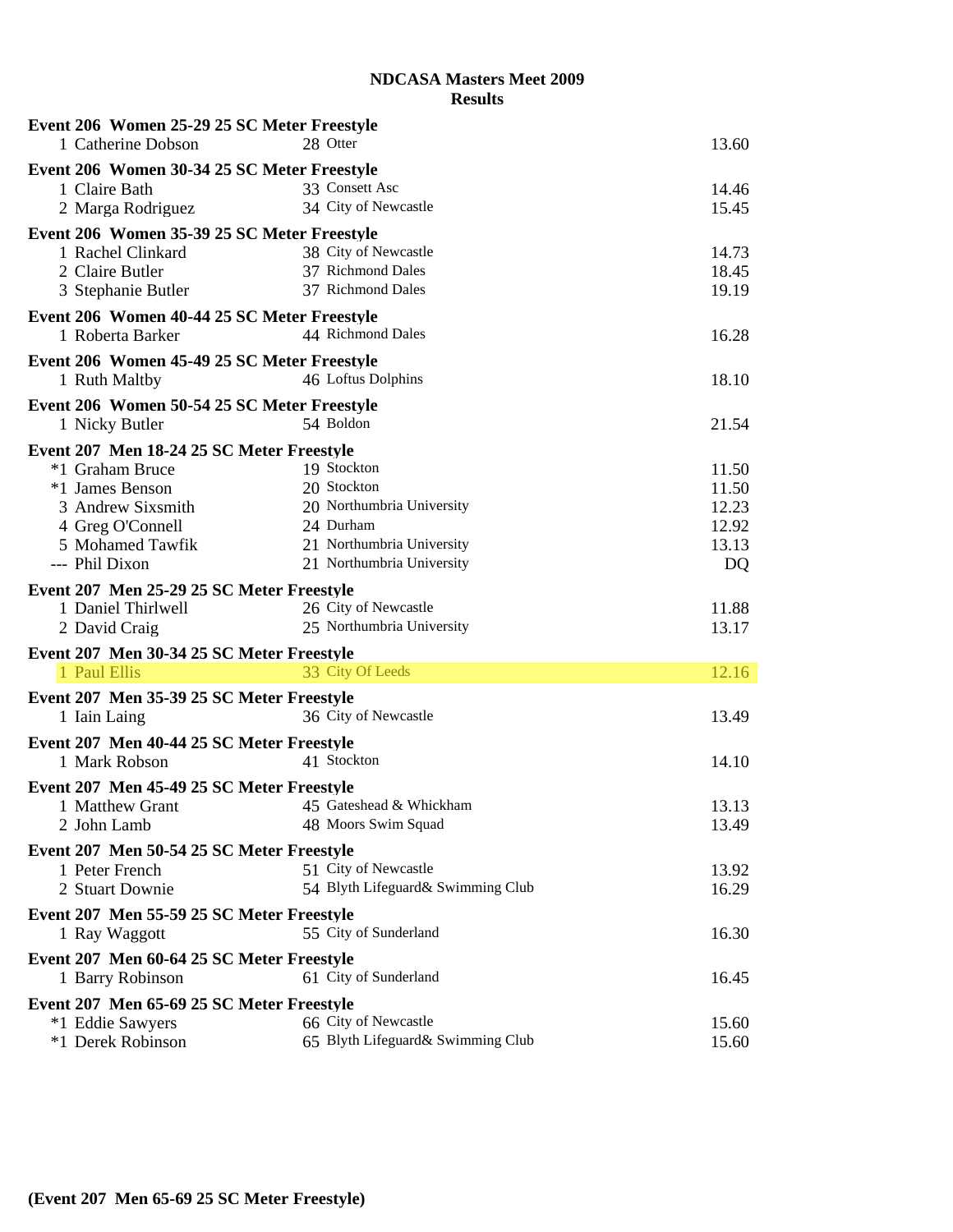# NDCASA Masters Meet 2009
## Results

**Event 206 Women 25-29 25 SC Meter Freestyle**

| | Name | Age | Team | Time |
|---|---|---|---|---|
| 1 | Catherine Dobson | 28 | Otter | 13.60 |

**Event 206 Women 30-34 25 SC Meter Freestyle**

| | Name | Age | Team | Time |
|---|---|---|---|---|
| 1 | Claire Bath | 33 | Consett Asc | 14.46 |
| 2 | Marga Rodriguez | 34 | City of Newcastle | 15.45 |

**Event 206 Women 35-39 25 SC Meter Freestyle**

| | Name | Age | Team | Time |
|---|---|---|---|---|
| 1 | Rachel Clinkard | 38 | City of Newcastle | 14.73 |
| 2 | Claire Butler | 37 | Richmond Dales | 18.45 |
| 3 | Stephanie Butler | 37 | Richmond Dales | 19.19 |

**Event 206 Women 40-44 25 SC Meter Freestyle**

| | Name | Age | Team | Time |
|---|---|---|---|---|
| 1 | Roberta Barker | 44 | Richmond Dales | 16.28 |

**Event 206 Women 45-49 25 SC Meter Freestyle**

| | Name | Age | Team | Time |
|---|---|---|---|---|
| 1 | Ruth Maltby | 46 | Loftus Dolphins | 18.10 |

**Event 206 Women 50-54 25 SC Meter Freestyle**

| | Name | Age | Team | Time |
|---|---|---|---|---|
| 1 | Nicky Butler | 54 | Boldon | 21.54 |

**Event 207 Men 18-24 25 SC Meter Freestyle**

| | Name | Age | Team | Time |
|---|---|---|---|---|
| *1 | Graham Bruce | 19 | Stockton | 11.50 |
| *1 | James Benson | 20 | Stockton | 11.50 |
| 3 | Andrew Sixsmith | 20 | Northumbria University | 12.23 |
| 4 | Greg O'Connell | 24 | Durham | 12.92 |
| 5 | Mohamed Tawfik | 21 | Northumbria University | 13.13 |
| --- | Phil Dixon | 21 | Northumbria University | DQ |

**Event 207 Men 25-29 25 SC Meter Freestyle**

| | Name | Age | Team | Time |
|---|---|---|---|---|
| 1 | Daniel Thirlwell | 26 | City of Newcastle | 11.88 |
| 2 | David Craig | 25 | Northumbria University | 13.17 |

**Event 207 Men 30-34 25 SC Meter Freestyle**

| | Name | Age | Team | Time |
|---|---|---|---|---|
| 1 | Paul Ellis | 33 | City Of Leeds | 12.16 |

**Event 207 Men 35-39 25 SC Meter Freestyle**

| | Name | Age | Team | Time |
|---|---|---|---|---|
| 1 | Iain Laing | 36 | City of Newcastle | 13.49 |

**Event 207 Men 40-44 25 SC Meter Freestyle**

| | Name | Age | Team | Time |
|---|---|---|---|---|
| 1 | Mark Robson | 41 | Stockton | 14.10 |

**Event 207 Men 45-49 25 SC Meter Freestyle**

| | Name | Age | Team | Time |
|---|---|---|---|---|
| 1 | Matthew Grant | 45 | Gateshead & Whickham | 13.13 |
| 2 | John Lamb | 48 | Moors Swim Squad | 13.49 |

**Event 207 Men 50-54 25 SC Meter Freestyle**

| | Name | Age | Team | Time |
|---|---|---|---|---|
| 1 | Peter French | 51 | City of Newcastle | 13.92 |
| 2 | Stuart Downie | 54 | Blyth Lifeguard& Swimming Club | 16.29 |

**Event 207 Men 55-59 25 SC Meter Freestyle**

| | Name | Age | Team | Time |
|---|---|---|---|---|
| 1 | Ray Waggott | 55 | City of Sunderland | 16.30 |

**Event 207 Men 60-64 25 SC Meter Freestyle**

| | Name | Age | Team | Time |
|---|---|---|---|---|
| 1 | Barry Robinson | 61 | City of Sunderland | 16.45 |

**Event 207 Men 65-69 25 SC Meter Freestyle**

| | Name | Age | Team | Time |
|---|---|---|---|---|
| *1 | Eddie Sawyers | 66 | City of Newcastle | 15.60 |
| *1 | Derek Robinson | 65 | Blyth Lifeguard& Swimming Club | 15.60 |

**(Event 207 Men 65-69 25 SC Meter Freestyle)**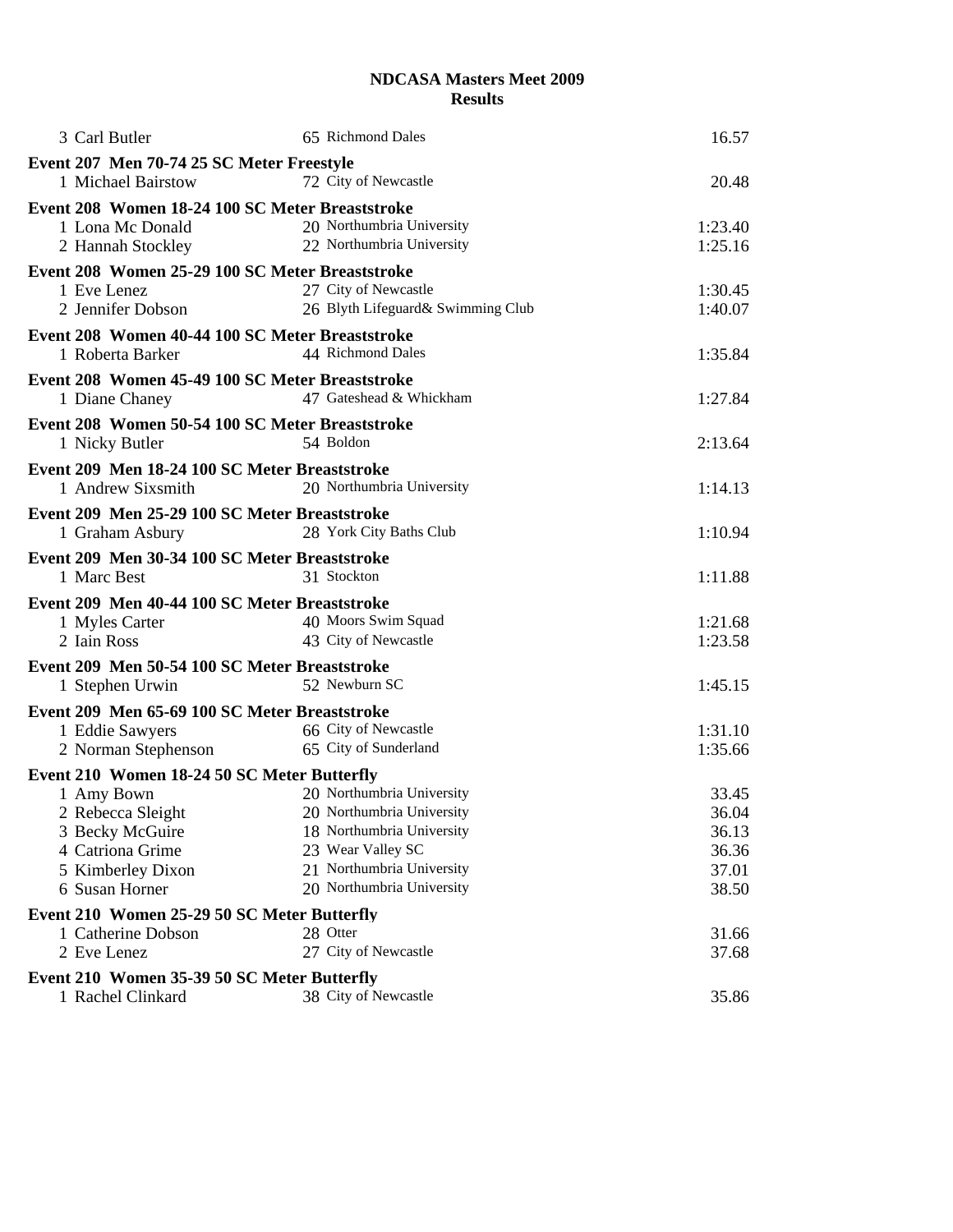# NDCASA Masters Meet 2009
## Results

| | | | |
|---|---|---|---|
| 3 Carl Butler | 65 | Richmond Dales | 16.57 |

**Event 207 Men 70-74 25 SC Meter Freestyle**

| | | | |
|---|---|---|---|
| 1 Michael Bairstow | 72 | City of Newcastle | 20.48 |

**Event 208 Women 18-24 100 SC Meter Breaststroke**

| | | | |
|---|---|---|---|
| 1 Lona Mc Donald | 20 | Northumbria University | 1:23.40 |
| 2 Hannah Stockley | 22 | Northumbria University | 1:25.16 |

**Event 208 Women 25-29 100 SC Meter Breaststroke**

| | | | |
|---|---|---|---|
| 1 Eve Lenez | 27 | City of Newcastle | 1:30.45 |
| 2 Jennifer Dobson | 26 | Blyth Lifeguard& Swimming Club | 1:40.07 |

**Event 208 Women 40-44 100 SC Meter Breaststroke**

| | | | |
|---|---|---|---|
| 1 Roberta Barker | 44 | Richmond Dales | 1:35.84 |

**Event 208 Women 45-49 100 SC Meter Breaststroke**

| | | | |
|---|---|---|---|
| 1 Diane Chaney | 47 | Gateshead & Whickham | 1:27.84 |

**Event 208 Women 50-54 100 SC Meter Breaststroke**

| | | | |
|---|---|---|---|
| 1 Nicky Butler | 54 | Boldon | 2:13.64 |

**Event 209 Men 18-24 100 SC Meter Breaststroke**

| | | | |
|---|---|---|---|
| 1 Andrew Sixsmith | 20 | Northumbria University | 1:14.13 |

**Event 209 Men 25-29 100 SC Meter Breaststroke**

| | | | |
|---|---|---|---|
| 1 Graham Asbury | 28 | York City Baths Club | 1:10.94 |

**Event 209 Men 30-34 100 SC Meter Breaststroke**

| | | | |
|---|---|---|---|
| 1 Marc Best | 31 | Stockton | 1:11.88 |

**Event 209 Men 40-44 100 SC Meter Breaststroke**

| | | | |
|---|---|---|---|
| 1 Myles Carter | 40 | Moors Swim Squad | 1:21.68 |
| 2 Iain Ross | 43 | City of Newcastle | 1:23.58 |

**Event 209 Men 50-54 100 SC Meter Breaststroke**

| | | | |
|---|---|---|---|
| 1 Stephen Urwin | 52 | Newburn SC | 1:45.15 |

**Event 209 Men 65-69 100 SC Meter Breaststroke**

| | | | |
|---|---|---|---|
| 1 Eddie Sawyers | 66 | City of Newcastle | 1:31.10 |
| 2 Norman Stephenson | 65 | City of Sunderland | 1:35.66 |

**Event 210 Women 18-24 50 SC Meter Butterfly**

| | | | |
|---|---|---|---|
| 1 Amy Bown | 20 | Northumbria University | 33.45 |
| 2 Rebecca Sleight | 20 | Northumbria University | 36.04 |
| 3 Becky McGuire | 18 | Northumbria University | 36.13 |
| 4 Catriona Grime | 23 | Wear Valley SC | 36.36 |
| 5 Kimberley Dixon | 21 | Northumbria University | 37.01 |
| 6 Susan Horner | 20 | Northumbria University | 38.50 |

**Event 210 Women 25-29 50 SC Meter Butterfly**

| | | | |
|---|---|---|---|
| 1 Catherine Dobson | 28 | Otter | 31.66 |
| 2 Eve Lenez | 27 | City of Newcastle | 37.68 |

**Event 210 Women 35-39 50 SC Meter Butterfly**

| | | | |
|---|---|---|---|
| 1 Rachel Clinkard | 38 | City of Newcastle | 35.86 |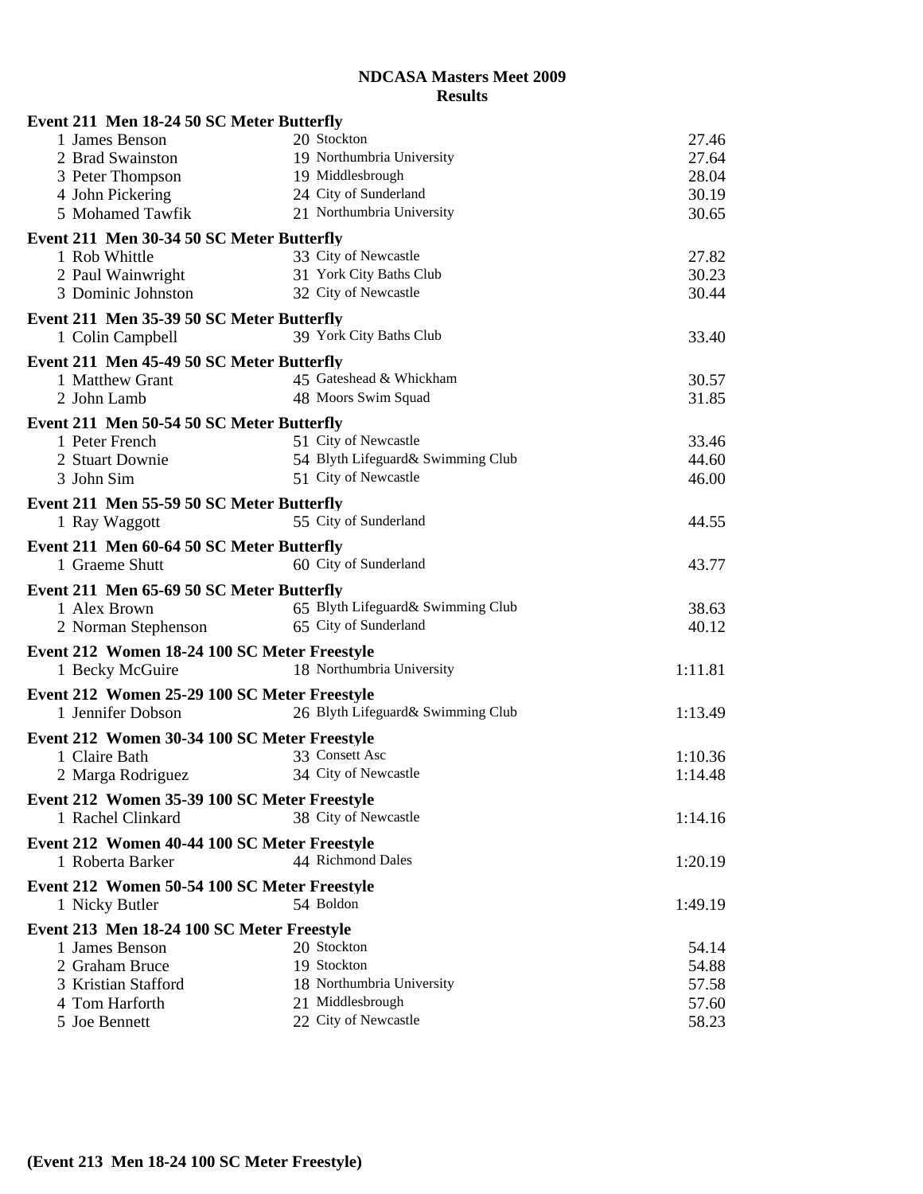**NDCASA Masters Meet 2009**
**Results**

**Event 211 Men 18-24 50 SC Meter Butterfly**

| Place | Name | Age | Team | Time |
|---|---|---|---|---|
| 1 | James Benson | 20 | Stockton | 27.46 |
| 2 | Brad Swainston | 19 | Northumbria University | 27.64 |
| 3 | Peter Thompson | 19 | Middlesbrough | 28.04 |
| 4 | John Pickering | 24 | City of Sunderland | 30.19 |
| 5 | Mohamed Tawfik | 21 | Northumbria University | 30.65 |

**Event 211 Men 30-34 50 SC Meter Butterfly**

| Place | Name | Age | Team | Time |
|---|---|---|---|---|
| 1 | Rob Whittle | 33 | City of Newcastle | 27.82 |
| 2 | Paul Wainwright | 31 | York City Baths Club | 30.23 |
| 3 | Dominic Johnston | 32 | City of Newcastle | 30.44 |

**Event 211 Men 35-39 50 SC Meter Butterfly**

| Place | Name | Age | Team | Time |
|---|---|---|---|---|
| 1 | Colin Campbell | 39 | York City Baths Club | 33.40 |

**Event 211 Men 45-49 50 SC Meter Butterfly**

| Place | Name | Age | Team | Time |
|---|---|---|---|---|
| 1 | Matthew Grant | 45 | Gateshead & Whickham | 30.57 |
| 2 | John Lamb | 48 | Moors Swim Squad | 31.85 |

**Event 211 Men 50-54 50 SC Meter Butterfly**

| Place | Name | Age | Team | Time |
|---|---|---|---|---|
| 1 | Peter French | 51 | City of Newcastle | 33.46 |
| 2 | Stuart Downie | 54 | Blyth Lifeguard& Swimming Club | 44.60 |
| 3 | John Sim | 51 | City of Newcastle | 46.00 |

**Event 211 Men 55-59 50 SC Meter Butterfly**

| Place | Name | Age | Team | Time |
|---|---|---|---|---|
| 1 | Ray Waggott | 55 | City of Sunderland | 44.55 |

**Event 211 Men 60-64 50 SC Meter Butterfly**

| Place | Name | Age | Team | Time |
|---|---|---|---|---|
| 1 | Graeme Shutt | 60 | City of Sunderland | 43.77 |

**Event 211 Men 65-69 50 SC Meter Butterfly**

| Place | Name | Age | Team | Time |
|---|---|---|---|---|
| 1 | Alex Brown | 65 | Blyth Lifeguard& Swimming Club | 38.63 |
| 2 | Norman Stephenson | 65 | City of Sunderland | 40.12 |

**Event 212 Women 18-24 100 SC Meter Freestyle**

| Place | Name | Age | Team | Time |
|---|---|---|---|---|
| 1 | Becky McGuire | 18 | Northumbria University | 1:11.81 |

**Event 212 Women 25-29 100 SC Meter Freestyle**

| Place | Name | Age | Team | Time |
|---|---|---|---|---|
| 1 | Jennifer Dobson | 26 | Blyth Lifeguard& Swimming Club | 1:13.49 |

**Event 212 Women 30-34 100 SC Meter Freestyle**

| Place | Name | Age | Team | Time |
|---|---|---|---|---|
| 1 | Claire Bath | 33 | Consett Asc | 1:10.36 |
| 2 | Marga Rodriguez | 34 | City of Newcastle | 1:14.48 |

**Event 212 Women 35-39 100 SC Meter Freestyle**

| Place | Name | Age | Team | Time |
|---|---|---|---|---|
| 1 | Rachel Clinkard | 38 | City of Newcastle | 1:14.16 |

**Event 212 Women 40-44 100 SC Meter Freestyle**

| Place | Name | Age | Team | Time |
|---|---|---|---|---|
| 1 | Roberta Barker | 44 | Richmond Dales | 1:20.19 |

**Event 212 Women 50-54 100 SC Meter Freestyle**

| Place | Name | Age | Team | Time |
|---|---|---|---|---|
| 1 | Nicky Butler | 54 | Boldon | 1:49.19 |

**Event 213 Men 18-24 100 SC Meter Freestyle**

| Place | Name | Age | Team | Time |
|---|---|---|---|---|
| 1 | James Benson | 20 | Stockton | 54.14 |
| 2 | Graham Bruce | 19 | Stockton | 54.88 |
| 3 | Kristian Stafford | 18 | Northumbria University | 57.58 |
| 4 | Tom Harforth | 21 | Middlesbrough | 57.60 |
| 5 | Joe Bennett | 22 | City of Newcastle | 58.23 |

**(Event 213 Men 18-24 100 SC Meter Freestyle)**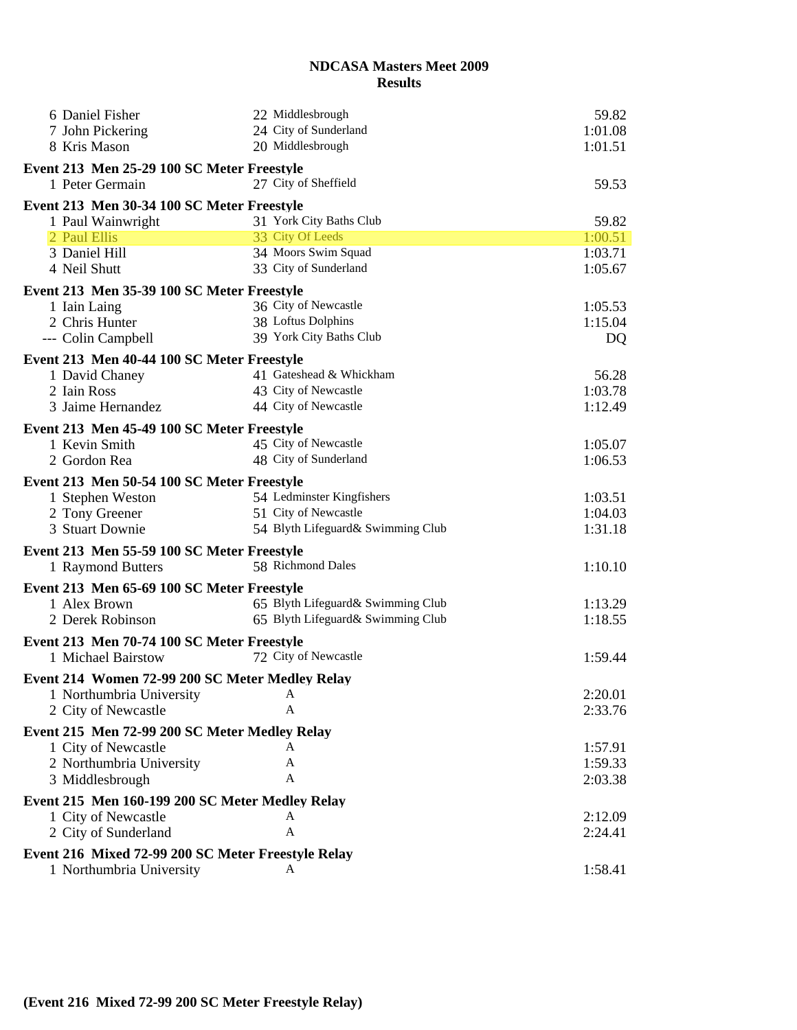## NDCASA Masters Meet 2009
## Results

| | | | |
|---|---|---|---|
| 6 Daniel Fisher | 22 | Middlesbrough | 59.82 |
| 7 John Pickering | 24 | City of Sunderland | 1:01.08 |
| 8 Kris Mason | 20 | Middlesbrough | 1:01.51 |

**Event 213 Men 25-29 100 SC Meter Freestyle**

| | | | |
|---|---|---|---|
| 1 Peter Germain | 27 | City of Sheffield | 59.53 |

**Event 213 Men 30-34 100 SC Meter Freestyle**

| | | | |
|---|---|---|---|
| 1 Paul Wainwright | 31 | York City Baths Club | 59.82 |
| 2 Paul Ellis | 33 | City Of Leeds | 1:00.51 |
| 3 Daniel Hill | 34 | Moors Swim Squad | 1:03.71 |
| 4 Neil Shutt | 33 | City of Sunderland | 1:05.67 |

**Event 213 Men 35-39 100 SC Meter Freestyle**

| | | | |
|---|---|---|---|
| 1 Iain Laing | 36 | City of Newcastle | 1:05.53 |
| 2 Chris Hunter | 38 | Loftus Dolphins | 1:15.04 |
| --- Colin Campbell | 39 | York City Baths Club | DQ |

**Event 213 Men 40-44 100 SC Meter Freestyle**

| | | | |
|---|---|---|---|
| 1 David Chaney | 41 | Gateshead & Whickham | 56.28 |
| 2 Iain Ross | 43 | City of Newcastle | 1:03.78 |
| 3 Jaime Hernandez | 44 | City of Newcastle | 1:12.49 |

**Event 213 Men 45-49 100 SC Meter Freestyle**

| | | | |
|---|---|---|---|
| 1 Kevin Smith | 45 | City of Newcastle | 1:05.07 |
| 2 Gordon Rea | 48 | City of Sunderland | 1:06.53 |

**Event 213 Men 50-54 100 SC Meter Freestyle**

| | | | |
|---|---|---|---|
| 1 Stephen Weston | 54 | Ledminster Kingfishers | 1:03.51 |
| 2 Tony Greener | 51 | City of Newcastle | 1:04.03 |
| 3 Stuart Downie | 54 | Blyth Lifeguard& Swimming Club | 1:31.18 |

**Event 213 Men 55-59 100 SC Meter Freestyle**

| | | | |
|---|---|---|---|
| 1 Raymond Butters | 58 | Richmond Dales | 1:10.10 |

**Event 213 Men 65-69 100 SC Meter Freestyle**

| | | | |
|---|---|---|---|
| 1 Alex Brown | 65 | Blyth Lifeguard& Swimming Club | 1:13.29 |
| 2 Derek Robinson | 65 | Blyth Lifeguard& Swimming Club | 1:18.55 |

**Event 213 Men 70-74 100 SC Meter Freestyle**

| | | | |
|---|---|---|---|
| 1 Michael Bairstow | 72 | City of Newcastle | 1:59.44 |

**Event 214 Women 72-99 200 SC Meter Medley Relay**

| | | |
|---|---|---|
| 1 Northumbria University | A | 2:20.01 |
| 2 City of Newcastle | A | 2:33.76 |

**Event 215 Men 72-99 200 SC Meter Medley Relay**

| | | |
|---|---|---|
| 1 City of Newcastle | A | 1:57.91 |
| 2 Northumbria University | A | 1:59.33 |
| 3 Middlesbrough | A | 2:03.38 |

**Event 215 Men 160-199 200 SC Meter Medley Relay**

| | | |
|---|---|---|
| 1 City of Newcastle | A | 2:12.09 |
| 2 City of Sunderland | A | 2:24.41 |

**Event 216 Mixed 72-99 200 SC Meter Freestyle Relay**

| | | |
|---|---|---|
| 1 Northumbria University | A | 1:58.41 |

**(Event 216 Mixed 72-99 200 SC Meter Freestyle Relay)**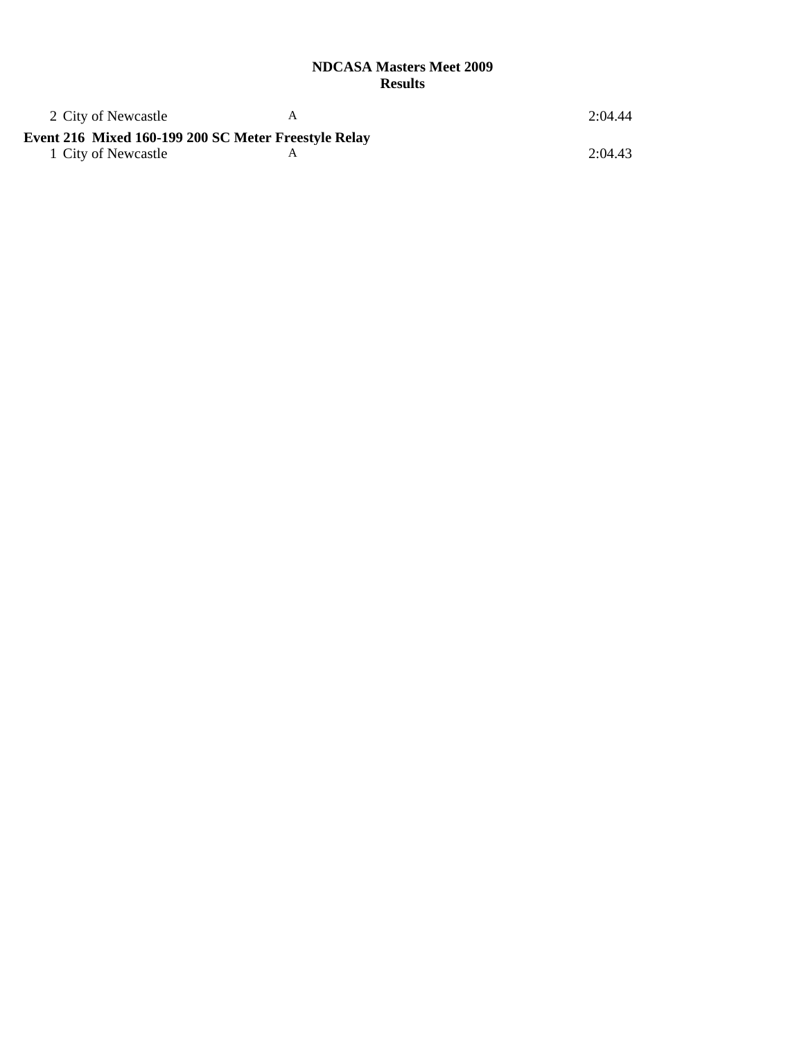2 City of Newcastle A 2:04.44

**Event 216 Mixed 160-199 200 SC Meter Freestyle Relay**

1 City of Newcastle A 2:04.43